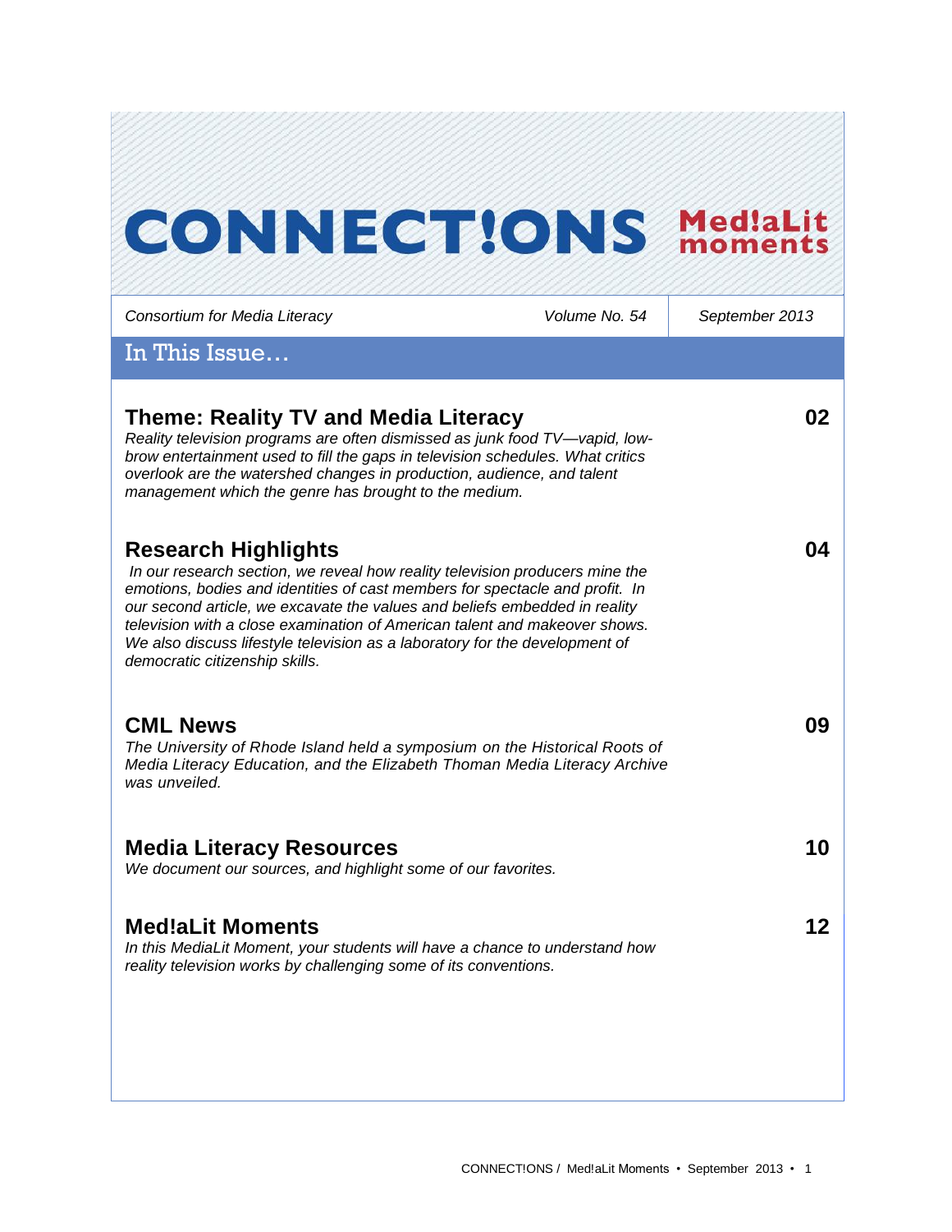# CONNECT!ONS Med!aLit moments

Consortium for Media Literacy | Volume No. 54 | September 2013

## In This Issue…

### Theme: Reality TV and Media Literacy — 02

*Reality television programs are often dismissed as junk food TV—vapid, low-brow entertainment used to fill the gaps in television schedules. What critics overlook are the watershed changes in production, audience, and talent management which the genre has brought to the medium.*

### Research Highlights — 04

*In our research section, we reveal how reality television producers mine the emotions, bodies and identities of cast members for spectacle and profit. In our second article, we excavate the values and beliefs embedded in reality television with a close examination of American talent and makeover shows. We also discuss lifestyle television as a laboratory for the development of democratic citizenship skills.*

### CML News — 09

*The University of Rhode Island held a symposium on the Historical Roots of Media Literacy Education, and the Elizabeth Thoman Media Literacy Archive was unveiled.*

### Media Literacy Resources — 10

*We document our sources, and highlight some of our favorites.*

### Med!aLit Moments — 12

*In this MediaLit Moment, your students will have a chance to understand how reality television works by challenging some of its conventions.*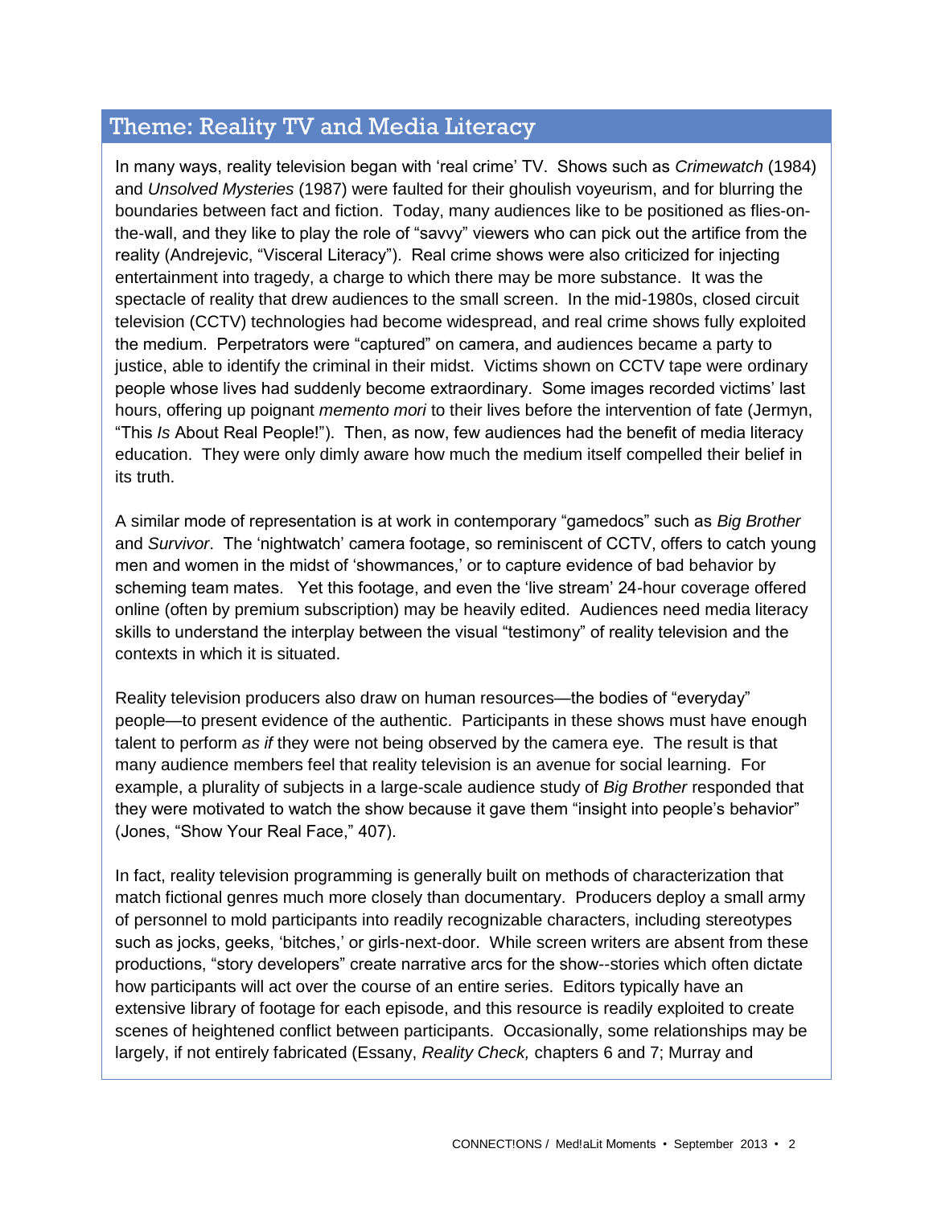## Theme: Reality TV and Media Literacy

In many ways, reality television began with 'real crime' TV. Shows such as *Crimewatch* (1984) and *Unsolved Mysteries* (1987) were faulted for their ghoulish voyeurism, and for blurring the boundaries between fact and fiction. Today, many audiences like to be positioned as flies-on-the-wall, and they like to play the role of "savvy" viewers who can pick out the artifice from the reality (Andrejevic, "Visceral Literacy"). Real crime shows were also criticized for injecting entertainment into tragedy, a charge to which there may be more substance. It was the spectacle of reality that drew audiences to the small screen. In the mid-1980s, closed circuit television (CCTV) technologies had become widespread, and real crime shows fully exploited the medium. Perpetrators were "captured" on camera, and audiences became a party to justice, able to identify the criminal in their midst. Victims shown on CCTV tape were ordinary people whose lives had suddenly become extraordinary. Some images recorded victims' last hours, offering up poignant *memento mori* to their lives before the intervention of fate (Jermyn, "This *Is* About Real People!"). Then, as now, few audiences had the benefit of media literacy education. They were only dimly aware how much the medium itself compelled their belief in its truth.

A similar mode of representation is at work in contemporary "gamedocs" such as *Big Brother* and *Survivor*. The 'nightwatch' camera footage, so reminiscent of CCTV, offers to catch young men and women in the midst of 'showmances,' or to capture evidence of bad behavior by scheming team mates. Yet this footage, and even the 'live stream' 24-hour coverage offered online (often by premium subscription) may be heavily edited. Audiences need media literacy skills to understand the interplay between the visual "testimony" of reality television and the contexts in which it is situated.

Reality television producers also draw on human resources—the bodies of "everyday" people—to present evidence of the authentic. Participants in these shows must have enough talent to perform *as if* they were not being observed by the camera eye. The result is that many audience members feel that reality television is an avenue for social learning. For example, a plurality of subjects in a large-scale audience study of *Big Brother* responded that they were motivated to watch the show because it gave them "insight into people's behavior" (Jones, "Show Your Real Face," 407).

In fact, reality television programming is generally built on methods of characterization that match fictional genres much more closely than documentary. Producers deploy a small army of personnel to mold participants into readily recognizable characters, including stereotypes such as jocks, geeks, 'bitches,' or girls-next-door. While screen writers are absent from these productions, "story developers" create narrative arcs for the show--stories which often dictate how participants will act over the course of an entire series. Editors typically have an extensive library of footage for each episode, and this resource is readily exploited to create scenes of heightened conflict between participants. Occasionally, some relationships may be largely, if not entirely fabricated (Essany, *Reality Check,* chapters 6 and 7; Murray and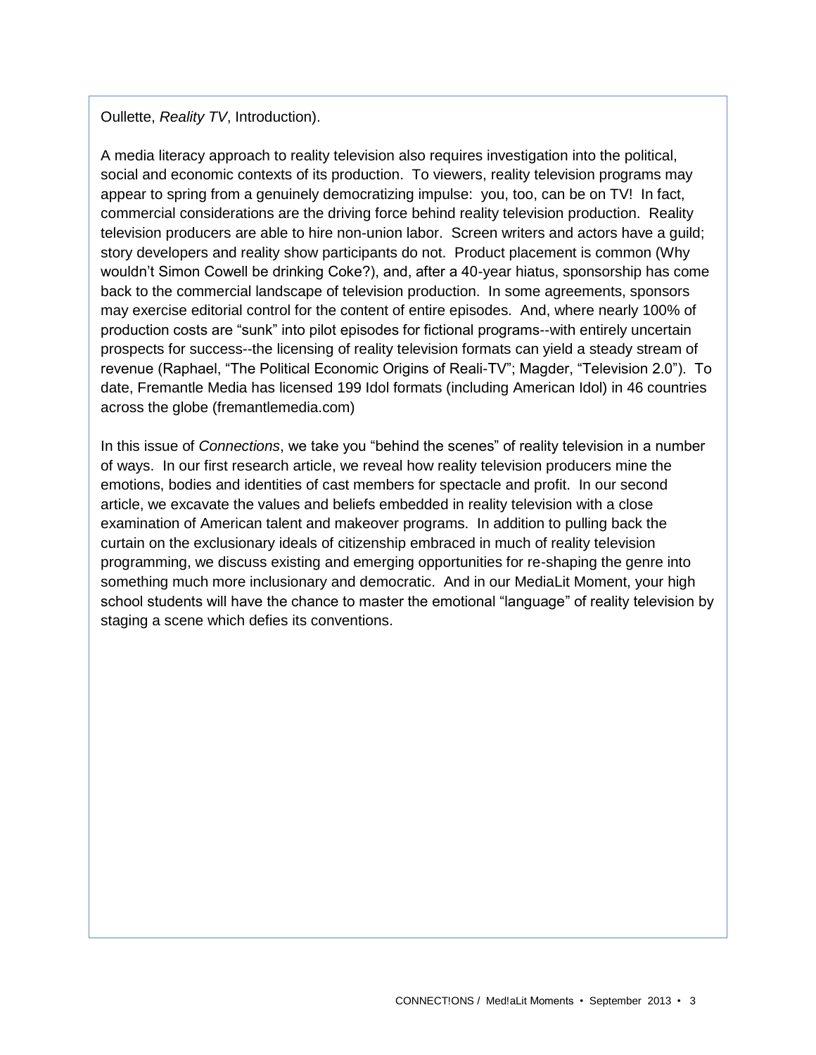Oullette, *Reality TV*, Introduction).

A media literacy approach to reality television also requires investigation into the political, social and economic contexts of its production. To viewers, reality television programs may appear to spring from a genuinely democratizing impulse: you, too, can be on TV! In fact, commercial considerations are the driving force behind reality television production. Reality television producers are able to hire non-union labor. Screen writers and actors have a guild; story developers and reality show participants do not. Product placement is common (Why wouldn't Simon Cowell be drinking Coke?), and, after a 40-year hiatus, sponsorship has come back to the commercial landscape of television production. In some agreements, sponsors may exercise editorial control for the content of entire episodes. And, where nearly 100% of production costs are "sunk" into pilot episodes for fictional programs--with entirely uncertain prospects for success--the licensing of reality television formats can yield a steady stream of revenue (Raphael, "The Political Economic Origins of Reali-TV"; Magder, "Television 2.0"). To date, Fremantle Media has licensed 199 Idol formats (including American Idol) in 46 countries across the globe (fremantlemedia.com)

In this issue of *Connections*, we take you "behind the scenes" of reality television in a number of ways. In our first research article, we reveal how reality television producers mine the emotions, bodies and identities of cast members for spectacle and profit. In our second article, we excavate the values and beliefs embedded in reality television with a close examination of American talent and makeover programs. In addition to pulling back the curtain on the exclusionary ideals of citizenship embraced in much of reality television programming, we discuss existing and emerging opportunities for re-shaping the genre into something much more inclusionary and democratic. And in our MediaLit Moment, your high school students will have the chance to master the emotional "language" of reality television by staging a scene which defies its conventions.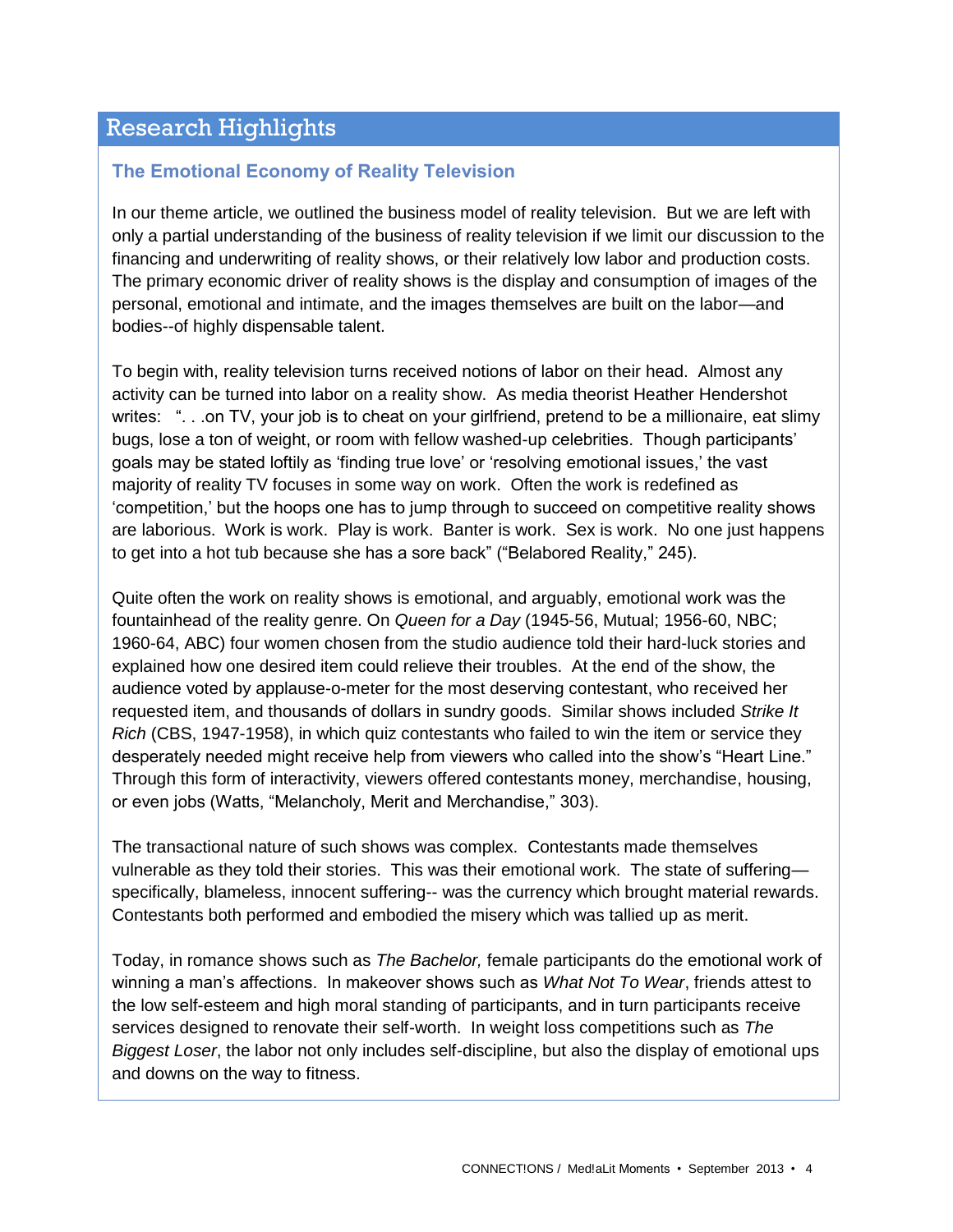## Research Highlights

### The Emotional Economy of Reality Television

In our theme article, we outlined the business model of reality television. But we are left with only a partial understanding of the business of reality television if we limit our discussion to the financing and underwriting of reality shows, or their relatively low labor and production costs. The primary economic driver of reality shows is the display and consumption of images of the personal, emotional and intimate, and the images themselves are built on the labor—and bodies--of highly dispensable talent.

To begin with, reality television turns received notions of labor on their head. Almost any activity can be turned into labor on a reality show. As media theorist Heather Hendershot writes: ". . .on TV, your job is to cheat on your girlfriend, pretend to be a millionaire, eat slimy bugs, lose a ton of weight, or room with fellow washed-up celebrities. Though participants' goals may be stated loftily as 'finding true love' or 'resolving emotional issues,' the vast majority of reality TV focuses in some way on work. Often the work is redefined as 'competition,' but the hoops one has to jump through to succeed on competitive reality shows are laborious. Work is work. Play is work. Banter is work. Sex is work. No one just happens to get into a hot tub because she has a sore back" ("Belabored Reality," 245).

Quite often the work on reality shows is emotional, and arguably, emotional work was the fountainhead of the reality genre. On *Queen for a Day* (1945-56, Mutual; 1956-60, NBC; 1960-64, ABC) four women chosen from the studio audience told their hard-luck stories and explained how one desired item could relieve their troubles. At the end of the show, the audience voted by applause-o-meter for the most deserving contestant, who received her requested item, and thousands of dollars in sundry goods. Similar shows included *Strike It Rich* (CBS, 1947-1958), in which quiz contestants who failed to win the item or service they desperately needed might receive help from viewers who called into the show's "Heart Line." Through this form of interactivity, viewers offered contestants money, merchandise, housing, or even jobs (Watts, "Melancholy, Merit and Merchandise," 303).

The transactional nature of such shows was complex. Contestants made themselves vulnerable as they told their stories. This was their emotional work. The state of suffering—specifically, blameless, innocent suffering-- was the currency which brought material rewards. Contestants both performed and embodied the misery which was tallied up as merit.

Today, in romance shows such as *The Bachelor,* female participants do the emotional work of winning a man's affections. In makeover shows such as *What Not To Wear*, friends attest to the low self-esteem and high moral standing of participants, and in turn participants receive services designed to renovate their self-worth. In weight loss competitions such as *The Biggest Loser*, the labor not only includes self-discipline, but also the display of emotional ups and downs on the way to fitness.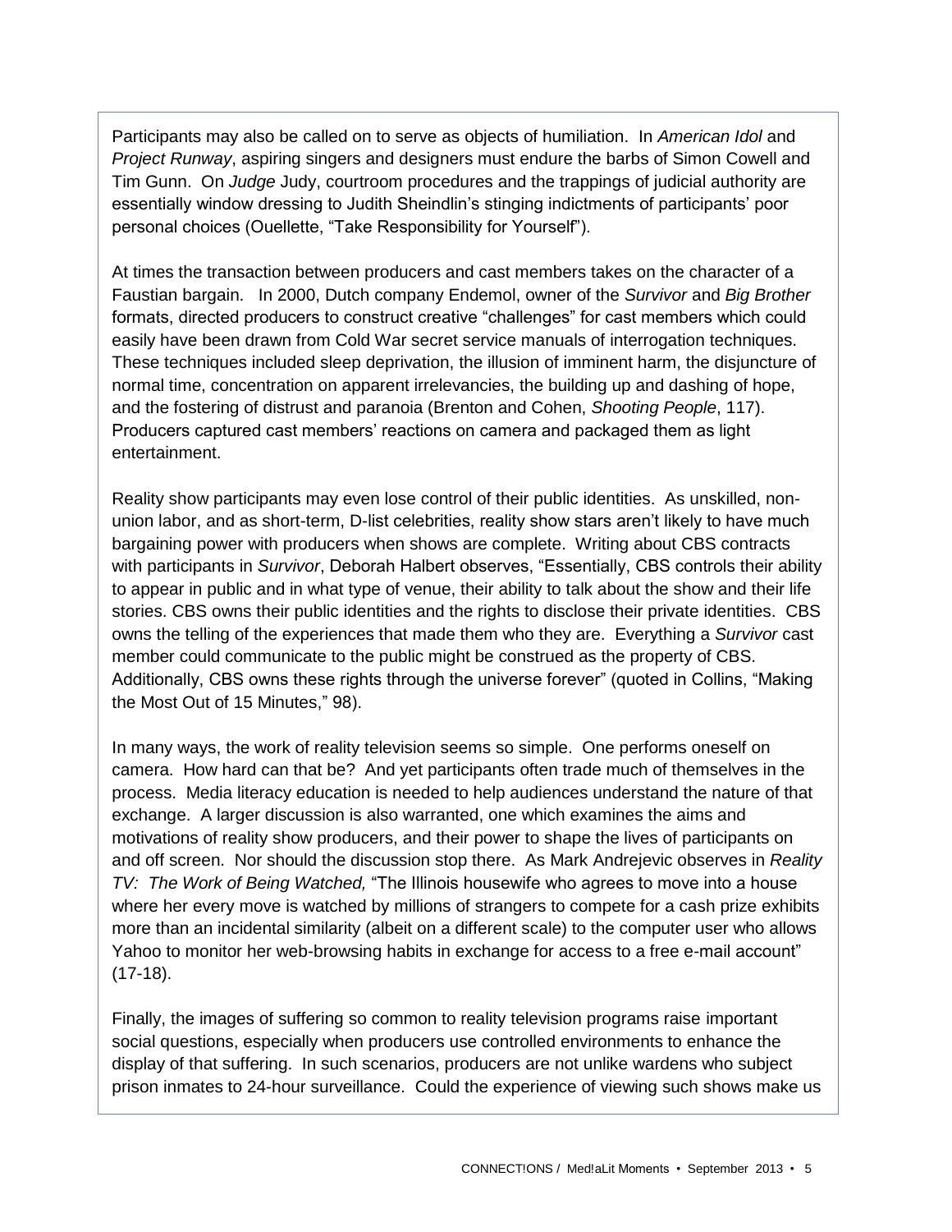Participants may also be called on to serve as objects of humiliation. In *American Idol* and *Project Runway*, aspiring singers and designers must endure the barbs of Simon Cowell and Tim Gunn. On *Judge* Judy, courtroom procedures and the trappings of judicial authority are essentially window dressing to Judith Sheindlin's stinging indictments of participants' poor personal choices (Ouellette, "Take Responsibility for Yourself").

At times the transaction between producers and cast members takes on the character of a Faustian bargain. In 2000, Dutch company Endemol, owner of the *Survivor* and *Big Brother* formats, directed producers to construct creative "challenges" for cast members which could easily have been drawn from Cold War secret service manuals of interrogation techniques. These techniques included sleep deprivation, the illusion of imminent harm, the disjuncture of normal time, concentration on apparent irrelevancies, the building up and dashing of hope, and the fostering of distrust and paranoia (Brenton and Cohen, *Shooting People*, 117). Producers captured cast members' reactions on camera and packaged them as light entertainment.

Reality show participants may even lose control of their public identities. As unskilled, non-union labor, and as short-term, D-list celebrities, reality show stars aren't likely to have much bargaining power with producers when shows are complete. Writing about CBS contracts with participants in *Survivor*, Deborah Halbert observes, "Essentially, CBS controls their ability to appear in public and in what type of venue, their ability to talk about the show and their life stories. CBS owns their public identities and the rights to disclose their private identities. CBS owns the telling of the experiences that made them who they are. Everything a *Survivor* cast member could communicate to the public might be construed as the property of CBS. Additionally, CBS owns these rights through the universe forever" (quoted in Collins, "Making the Most Out of 15 Minutes," 98).

In many ways, the work of reality television seems so simple. One performs oneself on camera. How hard can that be? And yet participants often trade much of themselves in the process. Media literacy education is needed to help audiences understand the nature of that exchange. A larger discussion is also warranted, one which examines the aims and motivations of reality show producers, and their power to shape the lives of participants on and off screen. Nor should the discussion stop there. As Mark Andrejevic observes in *Reality TV: The Work of Being Watched,* "The Illinois housewife who agrees to move into a house where her every move is watched by millions of strangers to compete for a cash prize exhibits more than an incidental similarity (albeit on a different scale) to the computer user who allows Yahoo to monitor her web-browsing habits in exchange for access to a free e-mail account" (17-18).

Finally, the images of suffering so common to reality television programs raise important social questions, especially when producers use controlled environments to enhance the display of that suffering. In such scenarios, producers are not unlike wardens who subject prison inmates to 24-hour surveillance. Could the experience of viewing such shows make us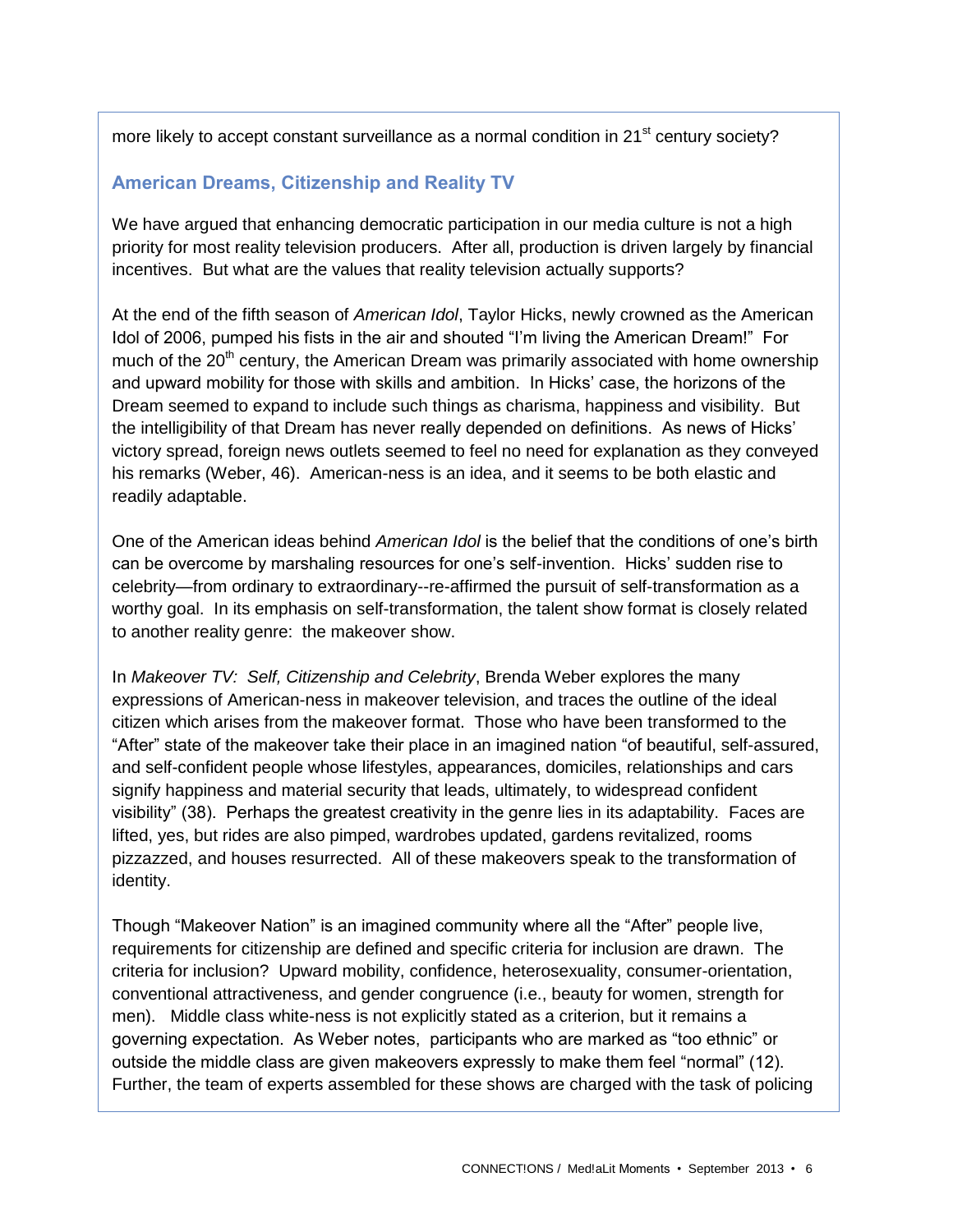more likely to accept constant surveillance as a normal condition in 21st century society?

## American Dreams, Citizenship and Reality TV

We have argued that enhancing democratic participation in our media culture is not a high priority for most reality television producers. After all, production is driven largely by financial incentives. But what are the values that reality television actually supports?

At the end of the fifth season of *American Idol*, Taylor Hicks, newly crowned as the American Idol of 2006, pumped his fists in the air and shouted "I'm living the American Dream!" For much of the 20th century, the American Dream was primarily associated with home ownership and upward mobility for those with skills and ambition. In Hicks' case, the horizons of the Dream seemed to expand to include such things as charisma, happiness and visibility. But the intelligibility of that Dream has never really depended on definitions. As news of Hicks' victory spread, foreign news outlets seemed to feel no need for explanation as they conveyed his remarks (Weber, 46). American-ness is an idea, and it seems to be both elastic and readily adaptable.

One of the American ideas behind *American Idol* is the belief that the conditions of one's birth can be overcome by marshaling resources for one's self-invention. Hicks' sudden rise to celebrity—from ordinary to extraordinary--re-affirmed the pursuit of self-transformation as a worthy goal. In its emphasis on self-transformation, the talent show format is closely related to another reality genre: the makeover show.

In *Makeover TV: Self, Citizenship and Celebrity*, Brenda Weber explores the many expressions of American-ness in makeover television, and traces the outline of the ideal citizen which arises from the makeover format. Those who have been transformed to the "After" state of the makeover take their place in an imagined nation "of beautiful, self-assured, and self-confident people whose lifestyles, appearances, domiciles, relationships and cars signify happiness and material security that leads, ultimately, to widespread confident visibility" (38). Perhaps the greatest creativity in the genre lies in its adaptability. Faces are lifted, yes, but rides are also pimped, wardrobes updated, gardens revitalized, rooms pizzazzed, and houses resurrected. All of these makeovers speak to the transformation of identity.

Though "Makeover Nation" is an imagined community where all the "After" people live, requirements for citizenship are defined and specific criteria for inclusion are drawn. The criteria for inclusion? Upward mobility, confidence, heterosexuality, consumer-orientation, conventional attractiveness, and gender congruence (i.e., beauty for women, strength for men). Middle class white-ness is not explicitly stated as a criterion, but it remains a governing expectation. As Weber notes, participants who are marked as "too ethnic" or outside the middle class are given makeovers expressly to make them feel "normal" (12). Further, the team of experts assembled for these shows are charged with the task of policing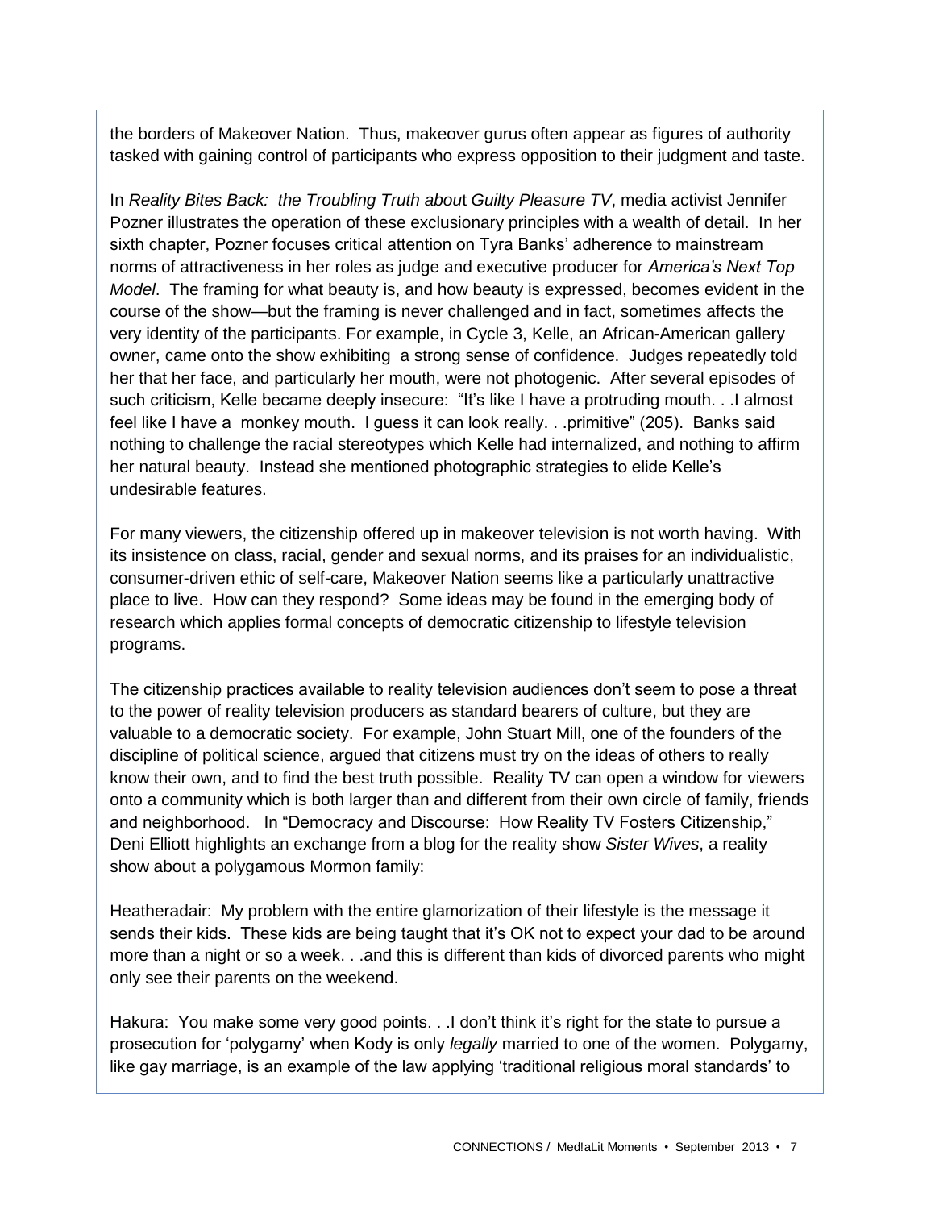the borders of Makeover Nation. Thus, makeover gurus often appear as figures of authority tasked with gaining control of participants who express opposition to their judgment and taste.

In *Reality Bites Back: the Troubling Truth about Guilty Pleasure TV*, media activist Jennifer Pozner illustrates the operation of these exclusionary principles with a wealth of detail. In her sixth chapter, Pozner focuses critical attention on Tyra Banks' adherence to mainstream norms of attractiveness in her roles as judge and executive producer for *America's Next Top Model*. The framing for what beauty is, and how beauty is expressed, becomes evident in the course of the show—but the framing is never challenged and in fact, sometimes affects the very identity of the participants. For example, in Cycle 3, Kelle, an African-American gallery owner, came onto the show exhibiting a strong sense of confidence. Judges repeatedly told her that her face, and particularly her mouth, were not photogenic. After several episodes of such criticism, Kelle became deeply insecure: "It's like I have a protruding mouth. . .I almost feel like I have a monkey mouth. I guess it can look really. . .primitive" (205). Banks said nothing to challenge the racial stereotypes which Kelle had internalized, and nothing to affirm her natural beauty. Instead she mentioned photographic strategies to elide Kelle's undesirable features.

For many viewers, the citizenship offered up in makeover television is not worth having. With its insistence on class, racial, gender and sexual norms, and its praises for an individualistic, consumer-driven ethic of self-care, Makeover Nation seems like a particularly unattractive place to live. How can they respond? Some ideas may be found in the emerging body of research which applies formal concepts of democratic citizenship to lifestyle television programs.

The citizenship practices available to reality television audiences don't seem to pose a threat to the power of reality television producers as standard bearers of culture, but they are valuable to a democratic society. For example, John Stuart Mill, one of the founders of the discipline of political science, argued that citizens must try on the ideas of others to really know their own, and to find the best truth possible. Reality TV can open a window for viewers onto a community which is both larger than and different from their own circle of family, friends and neighborhood. In "Democracy and Discourse: How Reality TV Fosters Citizenship," Deni Elliott highlights an exchange from a blog for the reality show *Sister Wives*, a reality show about a polygamous Mormon family:

Heatheradair: My problem with the entire glamorization of their lifestyle is the message it sends their kids. These kids are being taught that it's OK not to expect your dad to be around more than a night or so a week. . .and this is different than kids of divorced parents who might only see their parents on the weekend.

Hakura: You make some very good points. . .I don't think it's right for the state to pursue a prosecution for 'polygamy' when Kody is only *legally* married to one of the women. Polygamy, like gay marriage, is an example of the law applying 'traditional religious moral standards' to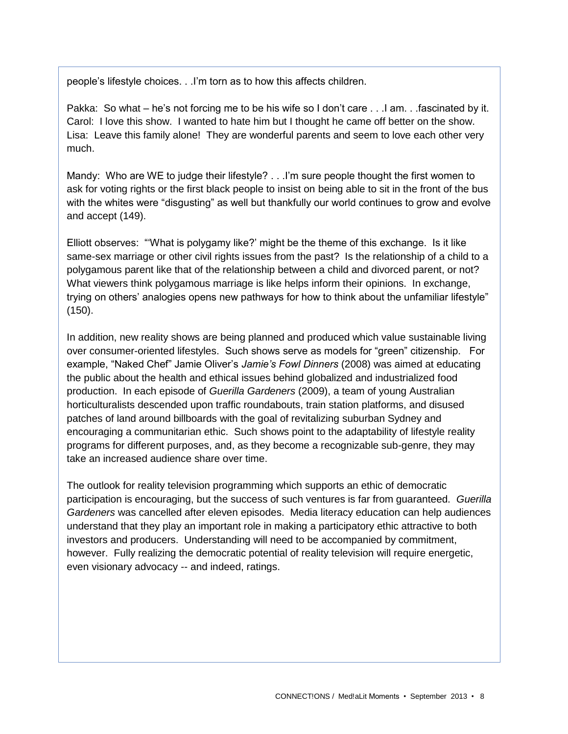people's lifestyle choices. . .I'm torn as to how this affects children.

Pakka: So what – he's not forcing me to be his wife so I don't care . . .I am. . .fascinated by it.
Carol: I love this show. I wanted to hate him but I thought he came off better on the show.
Lisa: Leave this family alone! They are wonderful parents and seem to love each other very much.

Mandy: Who are WE to judge their lifestyle? . . .I'm sure people thought the first women to ask for voting rights or the first black people to insist on being able to sit in the front of the bus with the whites were "disgusting" as well but thankfully our world continues to grow and evolve and accept (149).

Elliott observes: "'What is polygamy like?' might be the theme of this exchange. Is it like same-sex marriage or other civil rights issues from the past? Is the relationship of a child to a polygamous parent like that of the relationship between a child and divorced parent, or not? What viewers think polygamous marriage is like helps inform their opinions. In exchange, trying on others' analogies opens new pathways for how to think about the unfamiliar lifestyle" (150).

In addition, new reality shows are being planned and produced which value sustainable living over consumer-oriented lifestyles. Such shows serve as models for "green" citizenship. For example, "Naked Chef" Jamie Oliver's *Jamie's Fowl Dinners* (2008) was aimed at educating the public about the health and ethical issues behind globalized and industrialized food production. In each episode of *Guerilla Gardeners* (2009), a team of young Australian horticulturalists descended upon traffic roundabouts, train station platforms, and disused patches of land around billboards with the goal of revitalizing suburban Sydney and encouraging a communitarian ethic. Such shows point to the adaptability of lifestyle reality programs for different purposes, and, as they become a recognizable sub-genre, they may take an increased audience share over time.

The outlook for reality television programming which supports an ethic of democratic participation is encouraging, but the success of such ventures is far from guaranteed. *Guerilla Gardeners* was cancelled after eleven episodes. Media literacy education can help audiences understand that they play an important role in making a participatory ethic attractive to both investors and producers. Understanding will need to be accompanied by commitment, however. Fully realizing the democratic potential of reality television will require energetic, even visionary advocacy -- and indeed, ratings.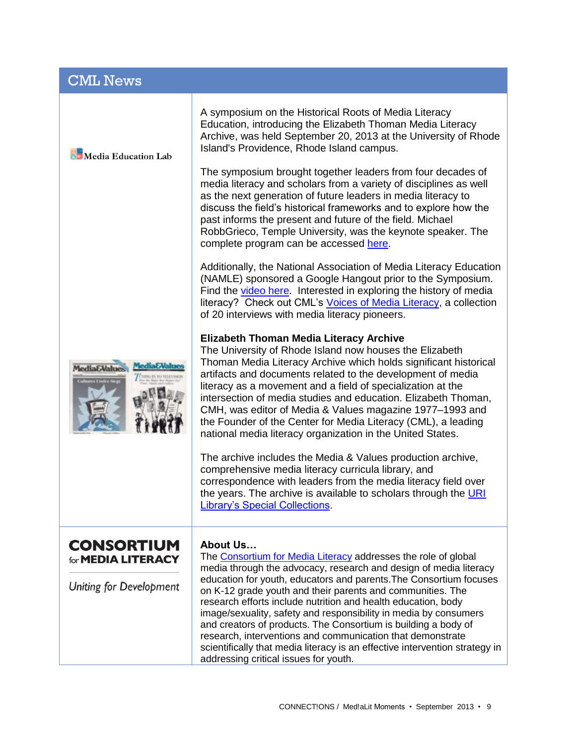## CML News

Media Education Lab

A symposium on the Historical Roots of Media Literacy Education, introducing the Elizabeth Thoman Media Literacy Archive, was held September 20, 2013 at the University of Rhode Island's Providence, Rhode Island campus.

The symposium brought together leaders from four decades of media literacy and scholars from a variety of disciplines as well as the next generation of future leaders in media literacy to discuss the field's historical frameworks and to explore how the past informs the present and future of the field. Michael RobbGrieco, Temple University, was the keynote speaker. The complete program can be accessed here.

Additionally, the National Association of Media Literacy Education (NAMLE) sponsored a Google Hangout prior to the Symposium. Find the video here. Interested in exploring the history of media literacy? Check out CML's Voices of Media Literacy, a collection of 20 interviews with media literacy pioneers.

**Elizabeth Thoman Media Literacy Archive**

The University of Rhode Island now houses the Elizabeth Thoman Media Literacy Archive which holds significant historical artifacts and documents related to the development of media literacy as a movement and a field of specialization at the intersection of media studies and education. Elizabeth Thoman, CMH, was editor of Media & Values magazine 1977–1993 and the Founder of the Center for Media Literacy (CML), a leading national media literacy organization in the United States.

The archive includes the Media & Values production archive, comprehensive media literacy curricula library, and correspondence with leaders from the media literacy field over the years. The archive is available to scholars through the URI Library's Special Collections.

**CONSORTIUM for MEDIA LITERACY**

*Uniting for Development*

**About Us…**

The Consortium for Media Literacy addresses the role of global media through the advocacy, research and design of media literacy education for youth, educators and parents.The Consortium focuses on K-12 grade youth and their parents and communities. The research efforts include nutrition and health education, body image/sexuality, safety and responsibility in media by consumers and creators of products. The Consortium is building a body of research, interventions and communication that demonstrate scientifically that media literacy is an effective intervention strategy in addressing critical issues for youth.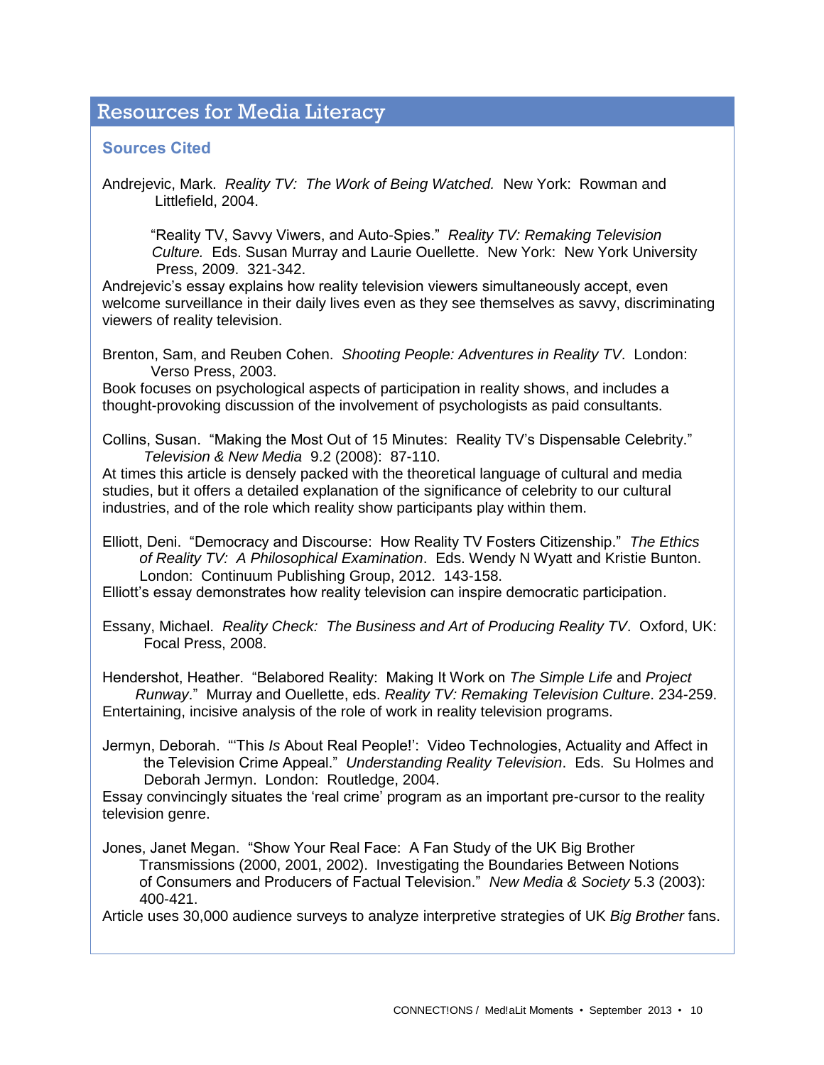## Resources for Media Literacy

### Sources Cited

Andrejevic, Mark. *Reality TV: The Work of Being Watched.* New York: Rowman and Littlefield, 2004.

"Reality TV, Savvy Viwers, and Auto-Spies." *Reality TV: Remaking Television Culture.* Eds. Susan Murray and Laurie Ouellette. New York: New York University Press, 2009. 321-342.

Andrejevic's essay explains how reality television viewers simultaneously accept, even welcome surveillance in their daily lives even as they see themselves as savvy, discriminating viewers of reality television.

Brenton, Sam, and Reuben Cohen. *Shooting People: Adventures in Reality TV*. London: Verso Press, 2003.

Book focuses on psychological aspects of participation in reality shows, and includes a thought-provoking discussion of the involvement of psychologists as paid consultants.

Collins, Susan. "Making the Most Out of 15 Minutes: Reality TV's Dispensable Celebrity." *Television & New Media* 9.2 (2008): 87-110.

At times this article is densely packed with the theoretical language of cultural and media studies, but it offers a detailed explanation of the significance of celebrity to our cultural industries, and of the role which reality show participants play within them.

Elliott, Deni. "Democracy and Discourse: How Reality TV Fosters Citizenship." *The Ethics of Reality TV: A Philosophical Examination*. Eds. Wendy N Wyatt and Kristie Bunton. London: Continuum Publishing Group, 2012. 143-158.

Elliott's essay demonstrates how reality television can inspire democratic participation.

Essany, Michael. *Reality Check: The Business and Art of Producing Reality TV*. Oxford, UK: Focal Press, 2008.

Hendershot, Heather. "Belabored Reality: Making It Work on *The Simple Life* and *Project Runway*." Murray and Ouellette, eds. *Reality TV: Remaking Television Culture*. 234-259.

Entertaining, incisive analysis of the role of work in reality television programs.

Jermyn, Deborah. "'This *Is* About Real People!': Video Technologies, Actuality and Affect in the Television Crime Appeal." *Understanding Reality Television*. Eds. Su Holmes and Deborah Jermyn. London: Routledge, 2004.

Essay convincingly situates the 'real crime' program as an important pre-cursor to the reality television genre.

Jones, Janet Megan. "Show Your Real Face: A Fan Study of the UK Big Brother Transmissions (2000, 2001, 2002). Investigating the Boundaries Between Notions of Consumers and Producers of Factual Television." *New Media & Society* 5.3 (2003): 400-421.

Article uses 30,000 audience surveys to analyze interpretive strategies of UK *Big Brother* fans.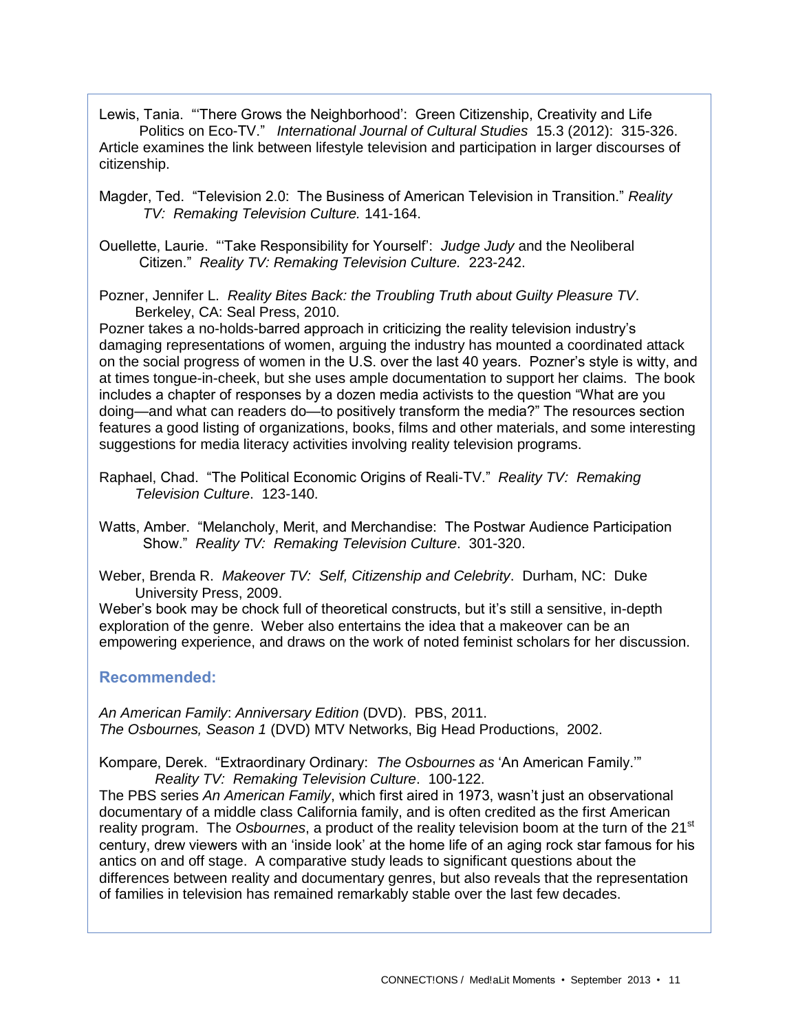Lewis, Tania. "'There Grows the Neighborhood': Green Citizenship, Creativity and Life Politics on Eco-TV." *International Journal of Cultural Studies* 15.3 (2012): 315-326.
Article examines the link between lifestyle television and participation in larger discourses of citizenship.

Magder, Ted. "Television 2.0: The Business of American Television in Transition." *Reality TV: Remaking Television Culture.* 141-164.

Ouellette, Laurie. "'Take Responsibility for Yourself': *Judge Judy* and the Neoliberal Citizen." *Reality TV: Remaking Television Culture.* 223-242.

Pozner, Jennifer L. *Reality Bites Back: the Troubling Truth about Guilty Pleasure TV*. Berkeley, CA: Seal Press, 2010.
Pozner takes a no-holds-barred approach in criticizing the reality television industry's damaging representations of women, arguing the industry has mounted a coordinated attack on the social progress of women in the U.S. over the last 40 years. Pozner's style is witty, and at times tongue-in-cheek, but she uses ample documentation to support her claims. The book includes a chapter of responses by a dozen media activists to the question "What are you doing—and what can readers do—to positively transform the media?" The resources section features a good listing of organizations, books, films and other materials, and some interesting suggestions for media literacy activities involving reality television programs.

Raphael, Chad. "The Political Economic Origins of Reali-TV." *Reality TV: Remaking Television Culture*. 123-140.

Watts, Amber. "Melancholy, Merit, and Merchandise: The Postwar Audience Participation Show." *Reality TV: Remaking Television Culture*. 301-320.

Weber, Brenda R. *Makeover TV: Self, Citizenship and Celebrity*. Durham, NC: Duke University Press, 2009.
Weber's book may be chock full of theoretical constructs, but it's still a sensitive, in-depth exploration of the genre. Weber also entertains the idea that a makeover can be an empowering experience, and draws on the work of noted feminist scholars for her discussion.

### Recommended:

*An American Family*: *Anniversary Edition* (DVD). PBS, 2011.
*The Osbournes, Season 1* (DVD) MTV Networks, Big Head Productions, 2002.

Kompare, Derek. "Extraordinary Ordinary: *The Osbournes as* 'An American Family.'" *Reality TV: Remaking Television Culture*. 100-122.
The PBS series *An American Family*, which first aired in 1973, wasn't just an observational documentary of a middle class California family, and is often credited as the first American reality program. The *Osbournes*, a product of the reality television boom at the turn of the 21st century, drew viewers with an 'inside look' at the home life of an aging rock star famous for his antics on and off stage. A comparative study leads to significant questions about the differences between reality and documentary genres, but also reveals that the representation of families in television has remained remarkably stable over the last few decades.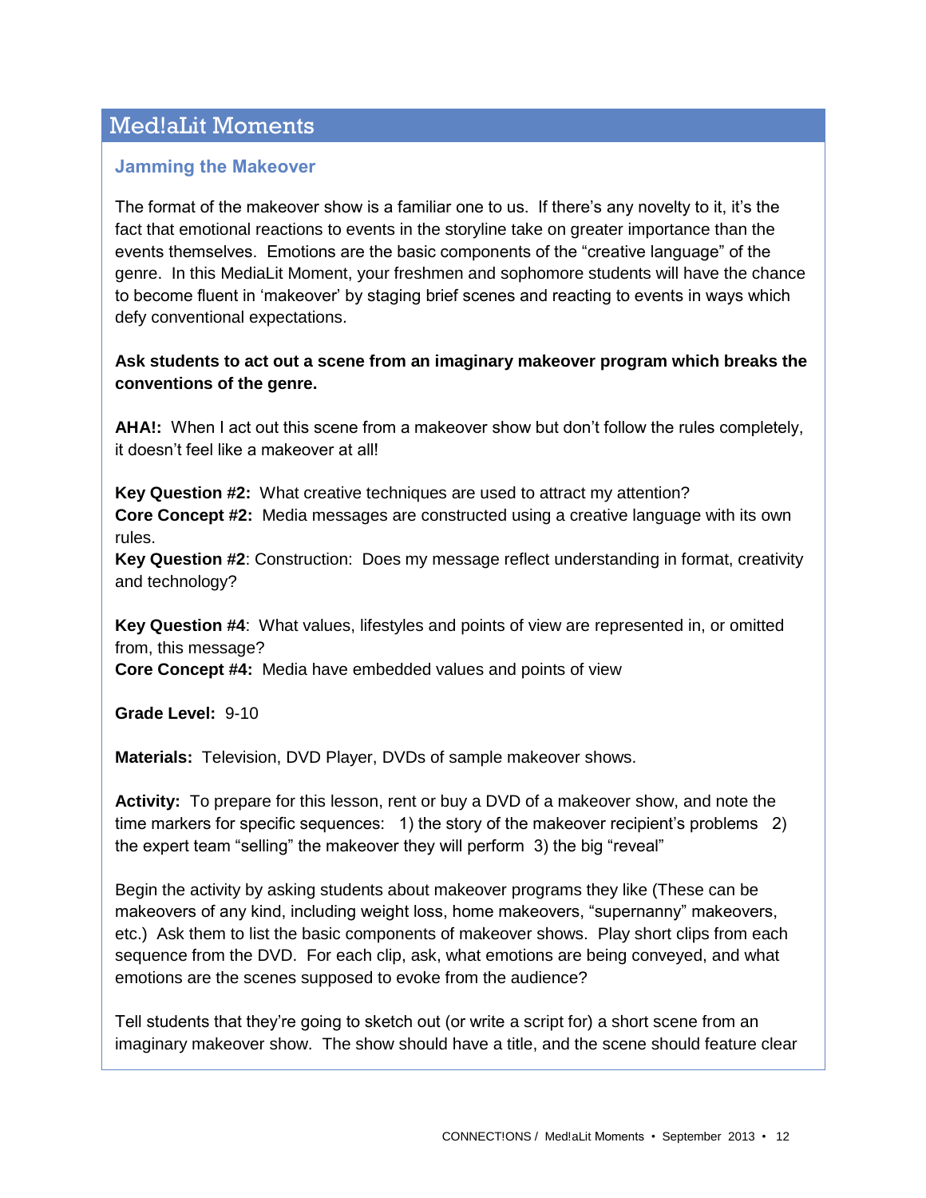# Med!aLit Moments

## Jamming the Makeover

The format of the makeover show is a familiar one to us. If there's any novelty to it, it's the fact that emotional reactions to events in the storyline take on greater importance than the events themselves. Emotions are the basic components of the "creative language" of the genre. In this MediaLit Moment, your freshmen and sophomore students will have the chance to become fluent in 'makeover' by staging brief scenes and reacting to events in ways which defy conventional expectations.

**Ask students to act out a scene from an imaginary makeover program which breaks the conventions of the genre.**

**AHA!:** When I act out this scene from a makeover show but don't follow the rules completely, it doesn't feel like a makeover at all!

**Key Question #2:** What creative techniques are used to attract my attention?
**Core Concept #2:** Media messages are constructed using a creative language with its own rules.
**Key Question #2**: Construction: Does my message reflect understanding in format, creativity and technology?

**Key Question #4**: What values, lifestyles and points of view are represented in, or omitted from, this message?
**Core Concept #4:** Media have embedded values and points of view

**Grade Level:** 9-10

**Materials:** Television, DVD Player, DVDs of sample makeover shows.

**Activity:** To prepare for this lesson, rent or buy a DVD of a makeover show, and note the time markers for specific sequences: 1) the story of the makeover recipient's problems 2) the expert team "selling" the makeover they will perform 3) the big "reveal"

Begin the activity by asking students about makeover programs they like (These can be makeovers of any kind, including weight loss, home makeovers, "supernanny" makeovers, etc.) Ask them to list the basic components of makeover shows. Play short clips from each sequence from the DVD. For each clip, ask, what emotions are being conveyed, and what emotions are the scenes supposed to evoke from the audience?

Tell students that they're going to sketch out (or write a script for) a short scene from an imaginary makeover show. The show should have a title, and the scene should feature clear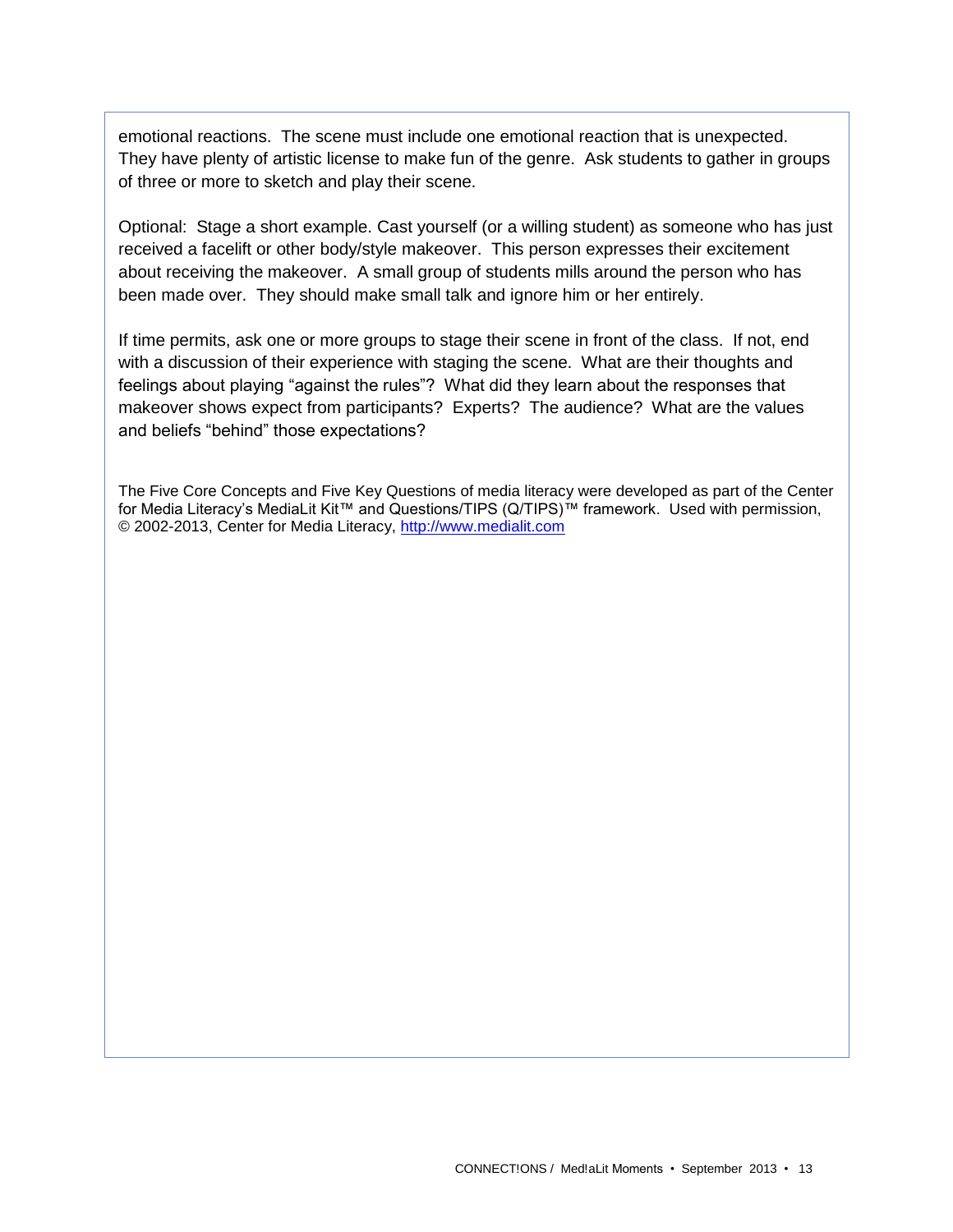emotional reactions. The scene must include one emotional reaction that is unexpected. They have plenty of artistic license to make fun of the genre. Ask students to gather in groups of three or more to sketch and play their scene.

Optional: Stage a short example. Cast yourself (or a willing student) as someone who has just received a facelift or other body/style makeover. This person expresses their excitement about receiving the makeover. A small group of students mills around the person who has been made over. They should make small talk and ignore him or her entirely.

If time permits, ask one or more groups to stage their scene in front of the class. If not, end with a discussion of their experience with staging the scene. What are their thoughts and feelings about playing "against the rules"? What did they learn about the responses that makeover shows expect from participants? Experts? The audience? What are the values and beliefs "behind" those expectations?

The Five Core Concepts and Five Key Questions of media literacy were developed as part of the Center for Media Literacy's MediaLit Kit™ and Questions/TIPS (Q/TIPS)™ framework. Used with permission, © 2002-2013, Center for Media Literacy, http://www.medialit.com